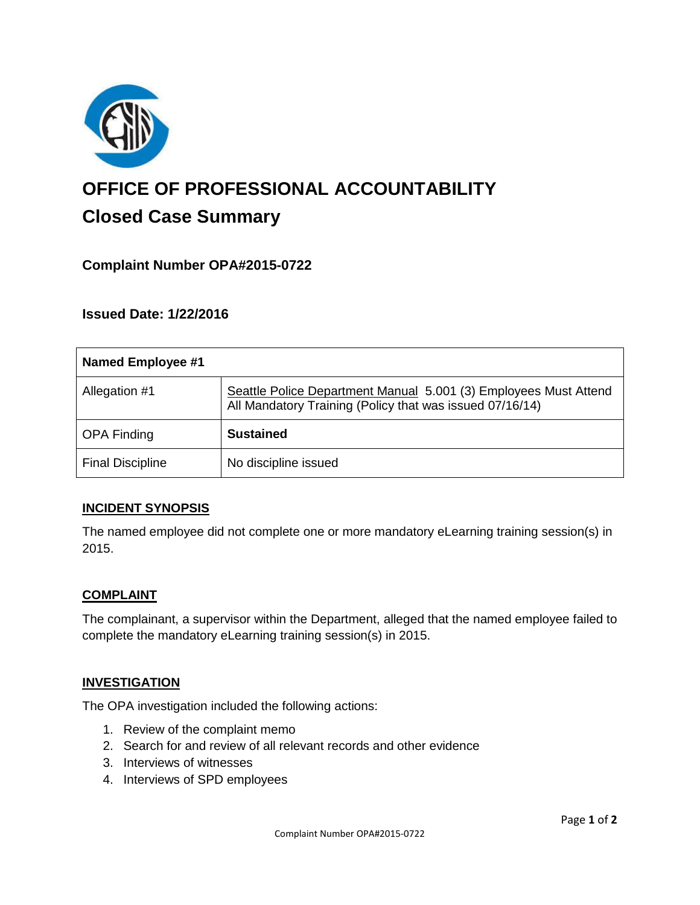# OFFICE OF PROFESSIONAL ACCOUNTABILITY

## Closed Case Summary

### Complaint Number OPA#2015-0722

### Issued Date: 1/22/2016

| Named Employee #1 | |
|---|---|
| Allegation #1 | Seattle Police Department Manual 5.001 (3) Employees Must Attend All Mandatory Training (Policy that was issued 07/16/14) |
| OPA Finding | **Sustained** |
| Final Discipline | No discipline issued |

**INCIDENT SYNOPSIS**

The named employee did not complete one or more mandatory eLearning training session(s) in 2015.

**COMPLAINT**

The complainant, a supervisor within the Department, alleged that the named employee failed to complete the mandatory eLearning training session(s) in 2015.

**INVESTIGATION**

The OPA investigation included the following actions:

1. Review of the complaint memo
2. Search for and review of all relevant records and other evidence
3. Interviews of witnesses
4. Interviews of SPD employees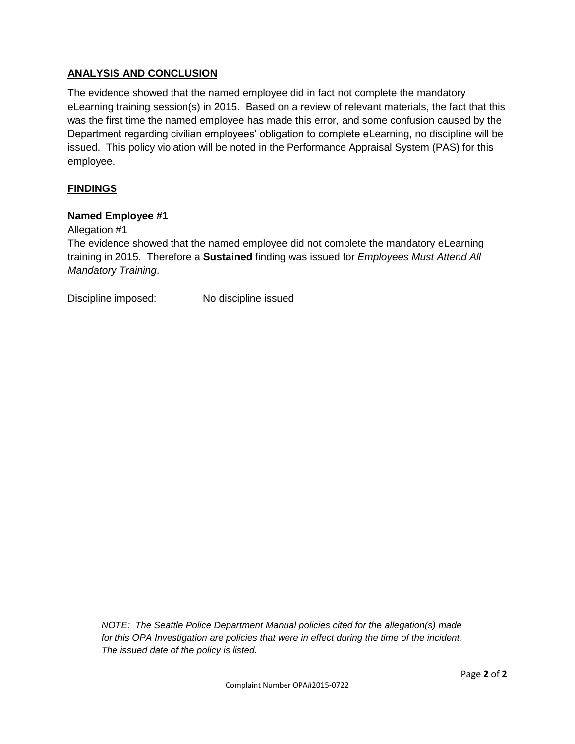## ANALYSIS AND CONCLUSION

The evidence showed that the named employee did in fact not complete the mandatory eLearning training session(s) in 2015. Based on a review of relevant materials, the fact that this was the first time the named employee has made this error, and some confusion caused by the Department regarding civilian employees' obligation to complete eLearning, no discipline will be issued. This policy violation will be noted in the Performance Appraisal System (PAS) for this employee.

## FINDINGS

**Named Employee #1**

Allegation #1

The evidence showed that the named employee did not complete the mandatory eLearning training in 2015. Therefore a **Sustained** finding was issued for *Employees Must Attend All Mandatory Training*.

Discipline imposed: No discipline issued

*NOTE: The Seattle Police Department Manual policies cited for the allegation(s) made for this OPA Investigation are policies that were in effect during the time of the incident. The issued date of the policy is listed.*

Complaint Number OPA#2015-0722